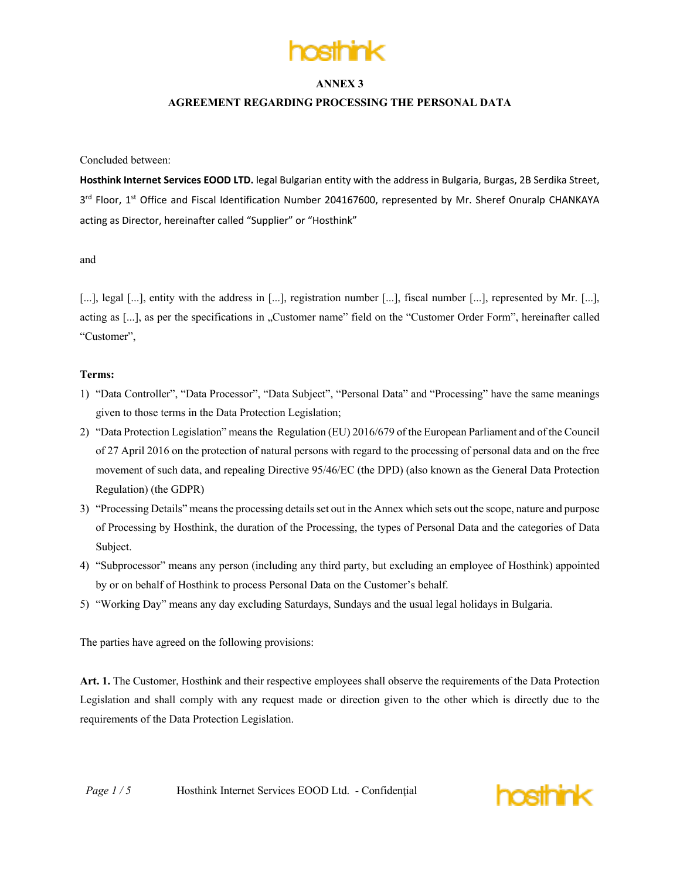# ANNEX 3

## AGREEMENT REGARDING PROCESSING THE PERSONAL DATA

Concluded between:

**Hosthink Internet Services EOOD LTD.** legal Bulgarian entity with the address in Bulgaria, Burgas, 2B Serdika Street, 3rd Floor, 1st Office and Fiscal Identification Number 204167600, represented by Mr. Sheref Onuralp CHANKAYA acting as Director, hereinafter called "Supplier" or "Hosthink"

and

[...], legal [...], entity with the address in [...], registration number [...], fiscal number [...], represented by Mr. [...], acting as [...], as per the specifications in „Customer name" field on the "Customer Order Form", hereinafter called "Customer",

**Terms:**

1) "Data Controller", "Data Processor", "Data Subject", "Personal Data" and "Processing" have the same meanings given to those terms in the Data Protection Legislation;
2) "Data Protection Legislation" means the Regulation (EU) 2016/679 of the European Parliament and of the Council of 27 April 2016 on the protection of natural persons with regard to the processing of personal data and on the free movement of such data, and repealing Directive 95/46/EC (the DPD) (also known as the General Data Protection Regulation) (the GDPR)
3) "Processing Details" means the processing details set out in the Annex which sets out the scope, nature and purpose of Processing by Hosthink, the duration of the Processing, the types of Personal Data and the categories of Data Subject.
4) "Subprocessor" means any person (including any third party, but excluding an employee of Hosthink) appointed by or on behalf of Hosthink to process Personal Data on the Customer's behalf.
5) "Working Day" means any day excluding Saturdays, Sundays and the usual legal holidays in Bulgaria.

The parties have agreed on the following provisions:

**Art. 1.** The Customer, Hosthink and their respective employees shall observe the requirements of the Data Protection Legislation and shall comply with any request made or direction given to the other which is directly due to the requirements of the Data Protection Legislation.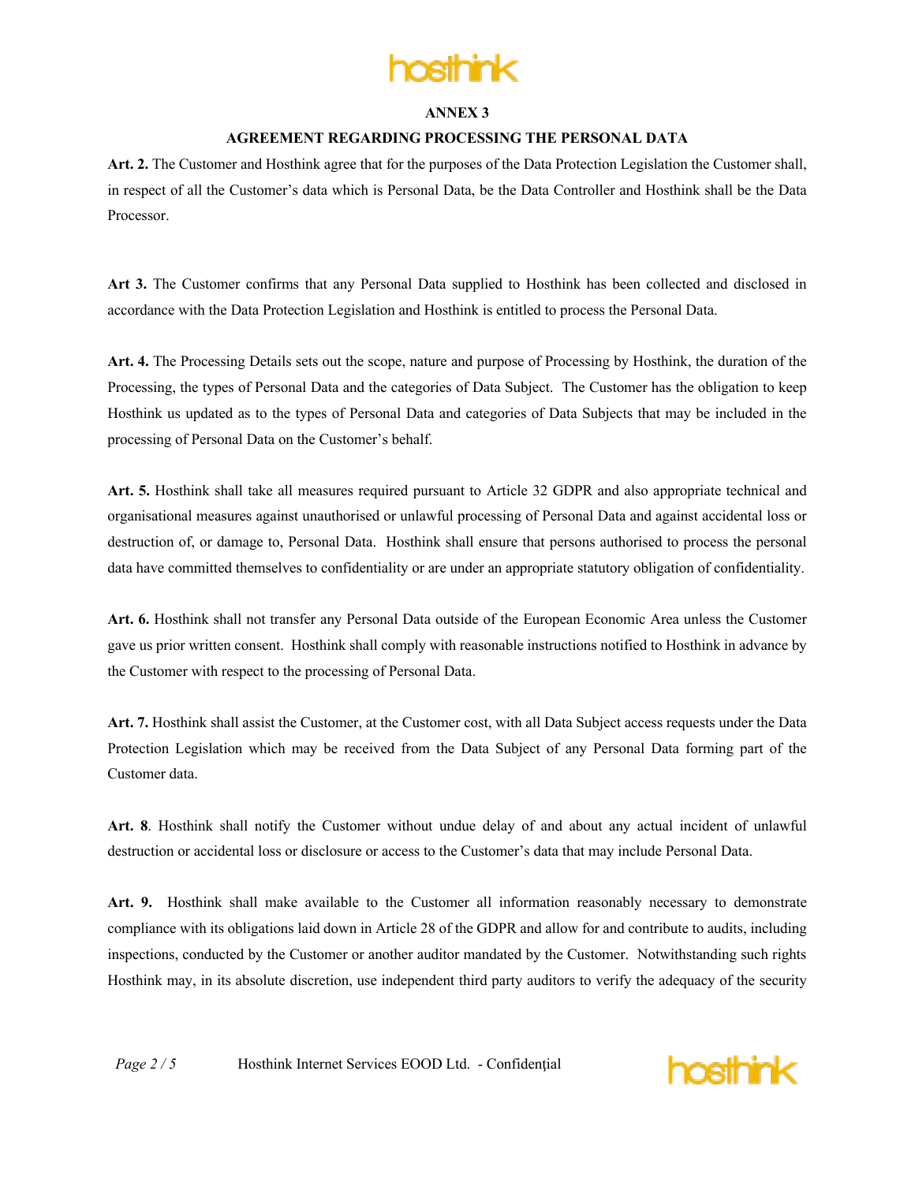## ANNEX 3

## AGREEMENT REGARDING PROCESSING THE PERSONAL DATA

**Art. 2.** The Customer and Hosthink agree that for the purposes of the Data Protection Legislation the Customer shall, in respect of all the Customer's data which is Personal Data, be the Data Controller and Hosthink shall be the Data Processor.

**Art 3.** The Customer confirms that any Personal Data supplied to Hosthink has been collected and disclosed in accordance with the Data Protection Legislation and Hosthink is entitled to process the Personal Data.

**Art. 4.** The Processing Details sets out the scope, nature and purpose of Processing by Hosthink, the duration of the Processing, the types of Personal Data and the categories of Data Subject. The Customer has the obligation to keep Hosthink us updated as to the types of Personal Data and categories of Data Subjects that may be included in the processing of Personal Data on the Customer's behalf.

**Art. 5.** Hosthink shall take all measures required pursuant to Article 32 GDPR and also appropriate technical and organisational measures against unauthorised or unlawful processing of Personal Data and against accidental loss or destruction of, or damage to, Personal Data. Hosthink shall ensure that persons authorised to process the personal data have committed themselves to confidentiality or are under an appropriate statutory obligation of confidentiality.

**Art. 6.** Hosthink shall not transfer any Personal Data outside of the European Economic Area unless the Customer gave us prior written consent. Hosthink shall comply with reasonable instructions notified to Hosthink in advance by the Customer with respect to the processing of Personal Data.

**Art. 7.** Hosthink shall assist the Customer, at the Customer cost, with all Data Subject access requests under the Data Protection Legislation which may be received from the Data Subject of any Personal Data forming part of the Customer data.

**Art. 8**. Hosthink shall notify the Customer without undue delay of and about any actual incident of unlawful destruction or accidental loss or disclosure or access to the Customer's data that may include Personal Data.

**Art. 9.** Hosthink shall make available to the Customer all information reasonably necessary to demonstrate compliance with its obligations laid down in Article 28 of the GDPR and allow for and contribute to audits, including inspections, conducted by the Customer or another auditor mandated by the Customer. Notwithstanding such rights Hosthink may, in its absolute discretion, use independent third party auditors to verify the adequacy of the security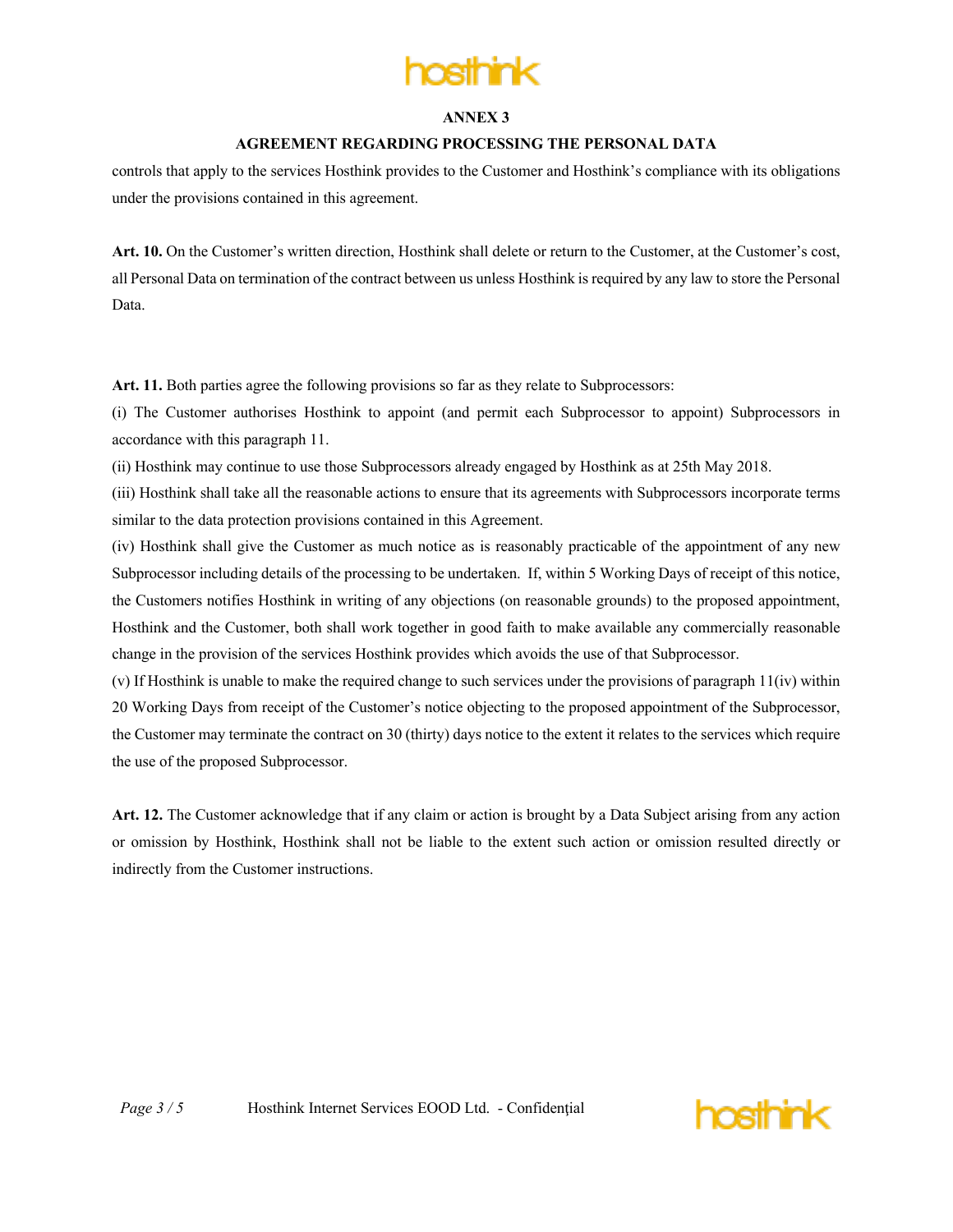**ANNEX 3**

**AGREEMENT REGARDING PROCESSING THE PERSONAL DATA**

controls that apply to the services Hosthink provides to the Customer and Hosthink's compliance with its obligations under the provisions contained in this agreement.

**Art. 10.** On the Customer's written direction, Hosthink shall delete or return to the Customer, at the Customer's cost, all Personal Data on termination of the contract between us unless Hosthink is required by any law to store the Personal Data.

**Art. 11.** Both parties agree the following provisions so far as they relate to Subprocessors:

(i) The Customer authorises Hosthink to appoint (and permit each Subprocessor to appoint) Subprocessors in accordance with this paragraph 11.

(ii) Hosthink may continue to use those Subprocessors already engaged by Hosthink as at 25th May 2018.

(iii) Hosthink shall take all the reasonable actions to ensure that its agreements with Subprocessors incorporate terms similar to the data protection provisions contained in this Agreement.

(iv) Hosthink shall give the Customer as much notice as is reasonably practicable of the appointment of any new Subprocessor including details of the processing to be undertaken. If, within 5 Working Days of receipt of this notice, the Customers notifies Hosthink in writing of any objections (on reasonable grounds) to the proposed appointment, Hosthink and the Customer, both shall work together in good faith to make available any commercially reasonable change in the provision of the services Hosthink provides which avoids the use of that Subprocessor.

(v) If Hosthink is unable to make the required change to such services under the provisions of paragraph 11(iv) within 20 Working Days from receipt of the Customer's notice objecting to the proposed appointment of the Subprocessor, the Customer may terminate the contract on 30 (thirty) days notice to the extent it relates to the services which require the use of the proposed Subprocessor.

**Art. 12.** The Customer acknowledge that if any claim or action is brought by a Data Subject arising from any action or omission by Hosthink, Hosthink shall not be liable to the extent such action or omission resulted directly or indirectly from the Customer instructions.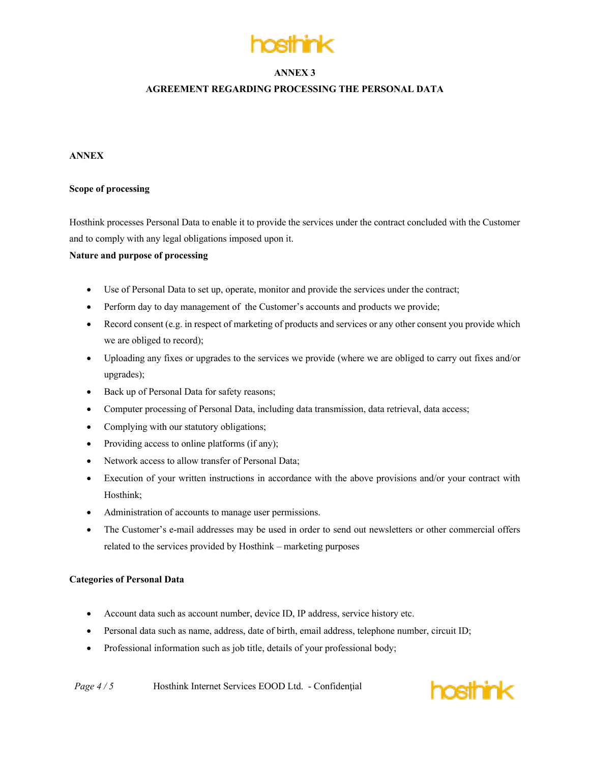# ANNEX 3

## AGREEMENT REGARDING PROCESSING THE PERSONAL DATA

**ANNEX**

**Scope of processing**

Hosthink processes Personal Data to enable it to provide the services under the contract concluded with the Customer and to comply with any legal obligations imposed upon it.

**Nature and purpose of processing**

- Use of Personal Data to set up, operate, monitor and provide the services under the contract;
- Perform day to day management of the Customer's accounts and products we provide;
- Record consent (e.g. in respect of marketing of products and services or any other consent you provide which we are obliged to record);
- Uploading any fixes or upgrades to the services we provide (where we are obliged to carry out fixes and/or upgrades);
- Back up of Personal Data for safety reasons;
- Computer processing of Personal Data, including data transmission, data retrieval, data access;
- Complying with our statutory obligations;
- Providing access to online platforms (if any);
- Network access to allow transfer of Personal Data;
- Execution of your written instructions in accordance with the above provisions and/or your contract with Hosthink;
- Administration of accounts to manage user permissions.
- The Customer's e-mail addresses may be used in order to send out newsletters or other commercial offers related to the services provided by Hosthink – marketing purposes

**Categories of Personal Data**

- Account data such as account number, device ID, IP address, service history etc.
- Personal data such as name, address, date of birth, email address, telephone number, circuit ID;
- Professional information such as job title, details of your professional body;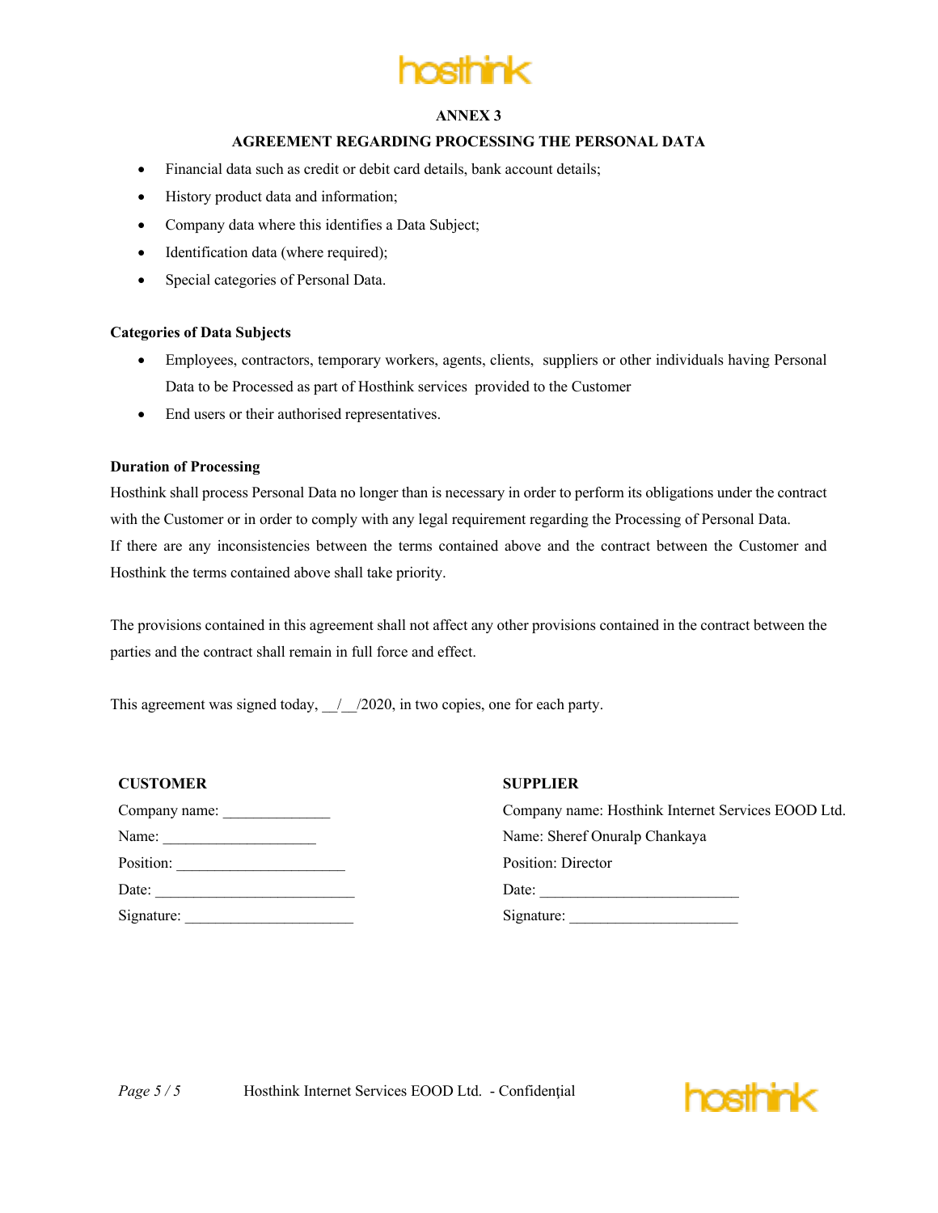**ANNEX 3**

**AGREEMENT REGARDING PROCESSING THE PERSONAL DATA**

- Financial data such as credit or debit card details, bank account details;
- History product data and information;
- Company data where this identifies a Data Subject;
- Identification data (where required);
- Special categories of Personal Data.

**Categories of Data Subjects**

- Employees, contractors, temporary workers, agents, clients, suppliers or other individuals having Personal Data to be Processed as part of Hosthink services provided to the Customer
- End users or their authorised representatives.

**Duration of Processing**

Hosthink shall process Personal Data no longer than is necessary in order to perform its obligations under the contract with the Customer or in order to comply with any legal requirement regarding the Processing of Personal Data.
If there are any inconsistencies between the terms contained above and the contract between the Customer and Hosthink the terms contained above shall take priority.

The provisions contained in this agreement shall not affect any other provisions contained in the contract between the parties and the contract shall remain in full force and effect.

This agreement was signed today, __/__/2020, in two copies, one for each party.

**CUSTOMER**

Company name: ______________

Name: ____________________

Position: ______________________

Date: __________________________

Signature: ______________________

**SUPPLIER**

Company name: Hosthink Internet Services EOOD Ltd.

Name: Sheref Onuralp Chankaya

Position: Director

Date: __________________________

Signature: ______________________